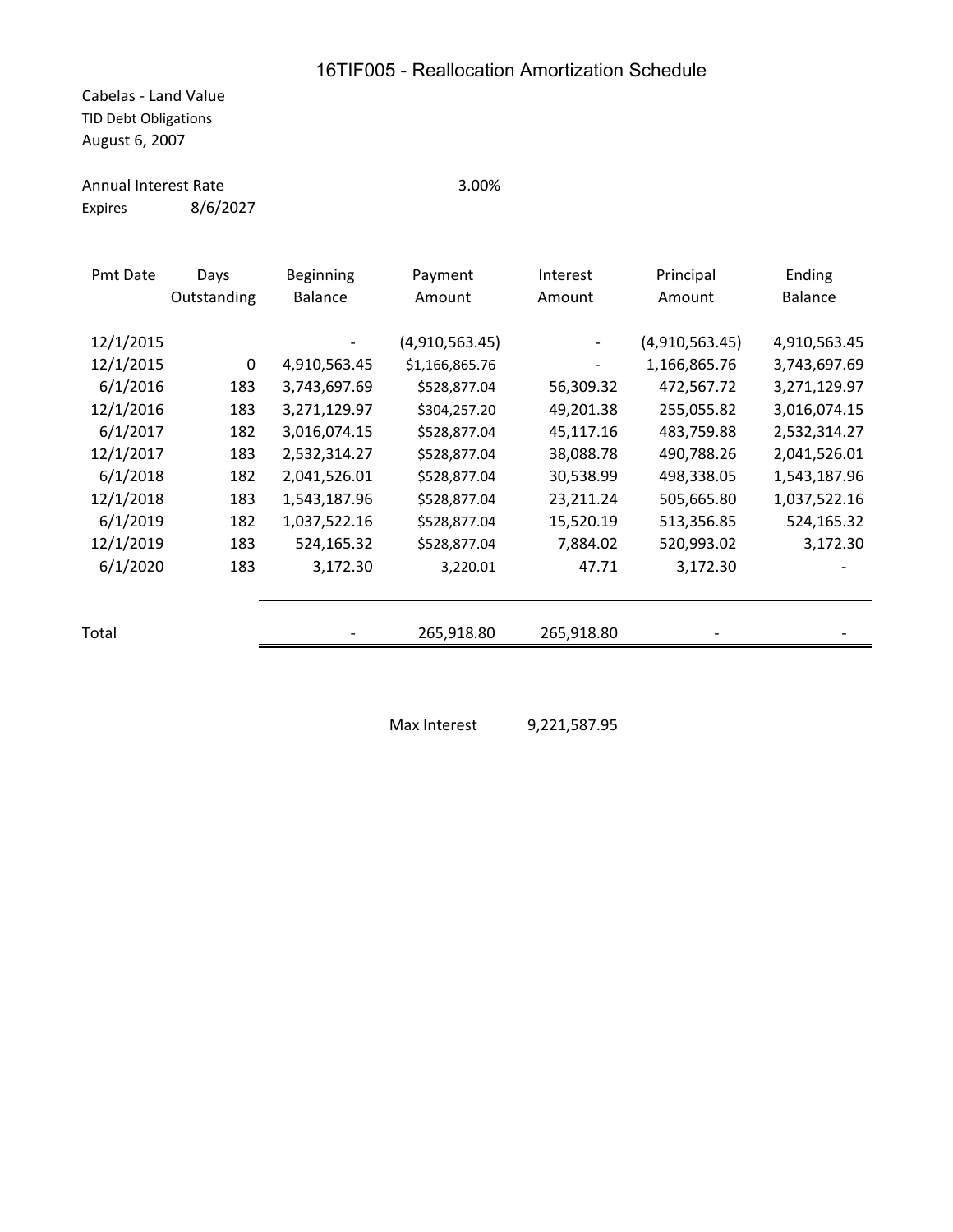# 16TIF005 - Reallocation Amortization Schedule

Cabelas - Land Value
TID Debt Obligations
August 6, 2007

Annual Interest Rate 3.00%
Expires 8/6/2027

| Pmt Date | Days Outstanding | Beginning Balance | Payment Amount | Interest Amount | Principal Amount | Ending Balance |
|---|---|---|---|---|---|---|
| 12/1/2015 | | - | (4,910,563.45) | - | (4,910,563.45) | 4,910,563.45 |
| 12/1/2015 | 0 | 4,910,563.45 | $1,166,865.76 | - | 1,166,865.76 | 3,743,697.69 |
| 6/1/2016 | 183 | 3,743,697.69 | $528,877.04 | 56,309.32 | 472,567.72 | 3,271,129.97 |
| 12/1/2016 | 183 | 3,271,129.97 | $304,257.20 | 49,201.38 | 255,055.82 | 3,016,074.15 |
| 6/1/2017 | 182 | 3,016,074.15 | $528,877.04 | 45,117.16 | 483,759.88 | 2,532,314.27 |
| 12/1/2017 | 183 | 2,532,314.27 | $528,877.04 | 38,088.78 | 490,788.26 | 2,041,526.01 |
| 6/1/2018 | 182 | 2,041,526.01 | $528,877.04 | 30,538.99 | 498,338.05 | 1,543,187.96 |
| 12/1/2018 | 183 | 1,543,187.96 | $528,877.04 | 23,211.24 | 505,665.80 | 1,037,522.16 |
| 6/1/2019 | 182 | 1,037,522.16 | $528,877.04 | 15,520.19 | 513,356.85 | 524,165.32 |
| 12/1/2019 | 183 | 524,165.32 | $528,877.04 | 7,884.02 | 520,993.02 | 3,172.30 |
| 6/1/2020 | 183 | 3,172.30 | 3,220.01 | 47.71 | 3,172.30 | - |
| Total | | - | 265,918.80 | 265,918.80 | - | - |

Max Interest 9,221,587.95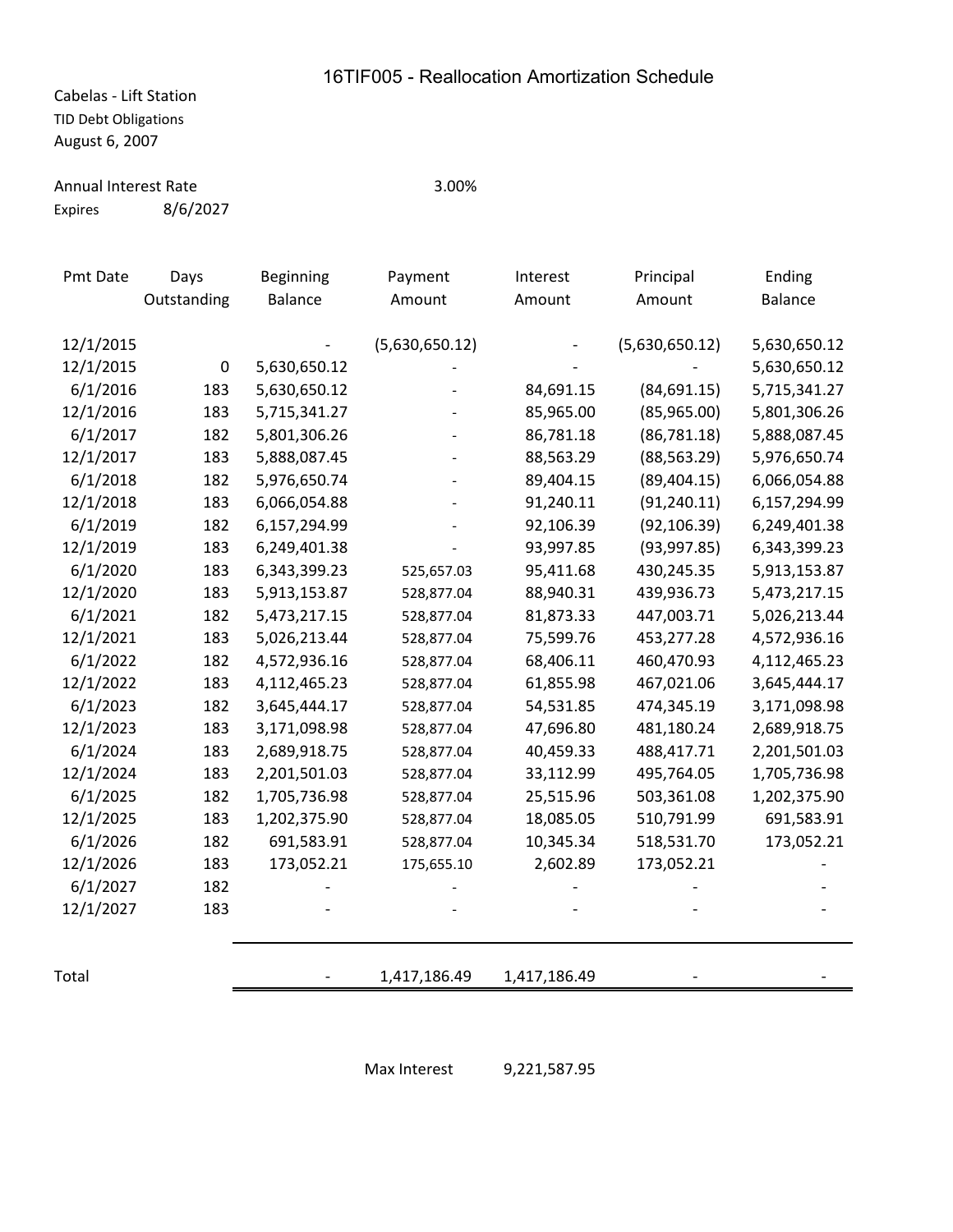# 16TIF005 - Reallocation Amortization Schedule

Cabelas - Lift Station
TID Debt Obligations
August 6, 2007

Annual Interest Rate 3.00%
Expires 8/6/2027

| Pmt Date | Days Outstanding | Beginning Balance | Payment Amount | Interest Amount | Principal Amount | Ending Balance |
|---|---|---|---|---|---|---|
| 12/1/2015 | | - | (5,630,650.12) | - | (5,630,650.12) | 5,630,650.12 |
| 12/1/2015 | 0 | 5,630,650.12 | - | - | - | 5,630,650.12 |
| 6/1/2016 | 183 | 5,630,650.12 | - | 84,691.15 | (84,691.15) | 5,715,341.27 |
| 12/1/2016 | 183 | 5,715,341.27 | - | 85,965.00 | (85,965.00) | 5,801,306.26 |
| 6/1/2017 | 182 | 5,801,306.26 | - | 86,781.18 | (86,781.18) | 5,888,087.45 |
| 12/1/2017 | 183 | 5,888,087.45 | - | 88,563.29 | (88,563.29) | 5,976,650.74 |
| 6/1/2018 | 182 | 5,976,650.74 | - | 89,404.15 | (89,404.15) | 6,066,054.88 |
| 12/1/2018 | 183 | 6,066,054.88 | - | 91,240.11 | (91,240.11) | 6,157,294.99 |
| 6/1/2019 | 182 | 6,157,294.99 | - | 92,106.39 | (92,106.39) | 6,249,401.38 |
| 12/1/2019 | 183 | 6,249,401.38 | - | 93,997.85 | (93,997.85) | 6,343,399.23 |
| 6/1/2020 | 183 | 6,343,399.23 | 525,657.03 | 95,411.68 | 430,245.35 | 5,913,153.87 |
| 12/1/2020 | 183 | 5,913,153.87 | 528,877.04 | 88,940.31 | 439,936.73 | 5,473,217.15 |
| 6/1/2021 | 182 | 5,473,217.15 | 528,877.04 | 81,873.33 | 447,003.71 | 5,026,213.44 |
| 12/1/2021 | 183 | 5,026,213.44 | 528,877.04 | 75,599.76 | 453,277.28 | 4,572,936.16 |
| 6/1/2022 | 182 | 4,572,936.16 | 528,877.04 | 68,406.11 | 460,470.93 | 4,112,465.23 |
| 12/1/2022 | 183 | 4,112,465.23 | 528,877.04 | 61,855.98 | 467,021.06 | 3,645,444.17 |
| 6/1/2023 | 182 | 3,645,444.17 | 528,877.04 | 54,531.85 | 474,345.19 | 3,171,098.98 |
| 12/1/2023 | 183 | 3,171,098.98 | 528,877.04 | 47,696.80 | 481,180.24 | 2,689,918.75 |
| 6/1/2024 | 183 | 2,689,918.75 | 528,877.04 | 40,459.33 | 488,417.71 | 2,201,501.03 |
| 12/1/2024 | 183 | 2,201,501.03 | 528,877.04 | 33,112.99 | 495,764.05 | 1,705,736.98 |
| 6/1/2025 | 182 | 1,705,736.98 | 528,877.04 | 25,515.96 | 503,361.08 | 1,202,375.90 |
| 12/1/2025 | 183 | 1,202,375.90 | 528,877.04 | 18,085.05 | 510,791.99 | 691,583.91 |
| 6/1/2026 | 182 | 691,583.91 | 528,877.04 | 10,345.34 | 518,531.70 | 173,052.21 |
| 12/1/2026 | 183 | 173,052.21 | 175,655.10 | 2,602.89 | 173,052.21 | - |
| 6/1/2027 | 182 | - | - | - | - | - |
| 12/1/2027 | 183 | - | - | - | - | - |
| Total | | - | 1,417,186.49 | 1,417,186.49 | - | - |

Max Interest 9,221,587.95